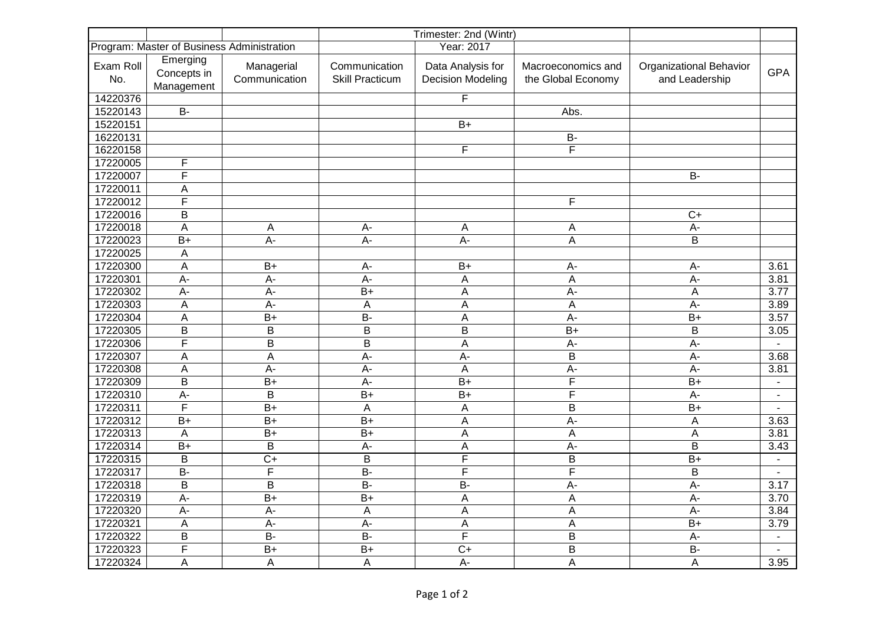| | | | Trimester: 2nd (Wintr) | | | | |
|---|---|---|---|---|---|---|---|
| Program: Master of Business Administration | | | | Year: 2017 | | | |
| Exam Roll No. | Emerging Concepts in Management | Managerial Communication | Communication Skill Practicum | Data Analysis for Decision Modeling | Macroeconomics and the Global Economy | Organizational Behavior and Leadership | GPA |
| 14220376 | | | | F | | | |
| 15220143 | B- | | | | Abs. | | |
| 15220151 | | | | B+ | | | |
| 16220131 | | | | | B- | | |
| 16220158 | | | | F | F | | |
| 17220005 | F | | | | | | |
| 17220007 | F | | | | | B- | |
| 17220011 | A | | | | | | |
| 17220012 | F | | | | F | | |
| 17220016 | B | | | | | C+ | |
| 17220018 | A | A | A- | A | A | A- | |
| 17220023 | B+ | A- | A- | A- | A | B | |
| 17220025 | A | | | | | | |
| 17220300 | A | B+ | A- | B+ | A- | A- | 3.61 |
| 17220301 | A- | A- | A- | A | A | A- | 3.81 |
| 17220302 | A- | A- | B+ | A | A- | A | 3.77 |
| 17220303 | A | A- | A | A | A | A- | 3.89 |
| 17220304 | A | B+ | B- | A | A- | B+ | 3.57 |
| 17220305 | B | B | B | B | B+ | B | 3.05 |
| 17220306 | F | B | B | A | A- | A- | - |
| 17220307 | A | A | A- | A- | B | A- | 3.68 |
| 17220308 | A | A- | A- | A | A- | A- | 3.81 |
| 17220309 | B | B+ | A- | B+ | F | B+ | - |
| 17220310 | A- | B | B+ | B+ | F | A- | - |
| 17220311 | F | B+ | A | A | B | B+ | - |
| 17220312 | B+ | B+ | B+ | A | A- | A | 3.63 |
| 17220313 | A | B+ | B+ | A | A | A | 3.81 |
| 17220314 | B+ | B | A- | A | A- | B | 3.43 |
| 17220315 | B | C+ | B | F | B | B+ | - |
| 17220317 | B- | F | B- | F | F | B | - |
| 17220318 | B | B | B- | B- | A- | A- | 3.17 |
| 17220319 | A- | B+ | B+ | A | A | A- | 3.70 |
| 17220320 | A- | A- | A | A | A | A- | 3.84 |
| 17220321 | A | A- | A- | A | A | B+ | 3.79 |
| 17220322 | B | B- | B- | F | B | A- | - |
| 17220323 | F | B+ | B+ | C+ | B | B- | - |
| 17220324 | A | A | A | A- | A | A | 3.95 |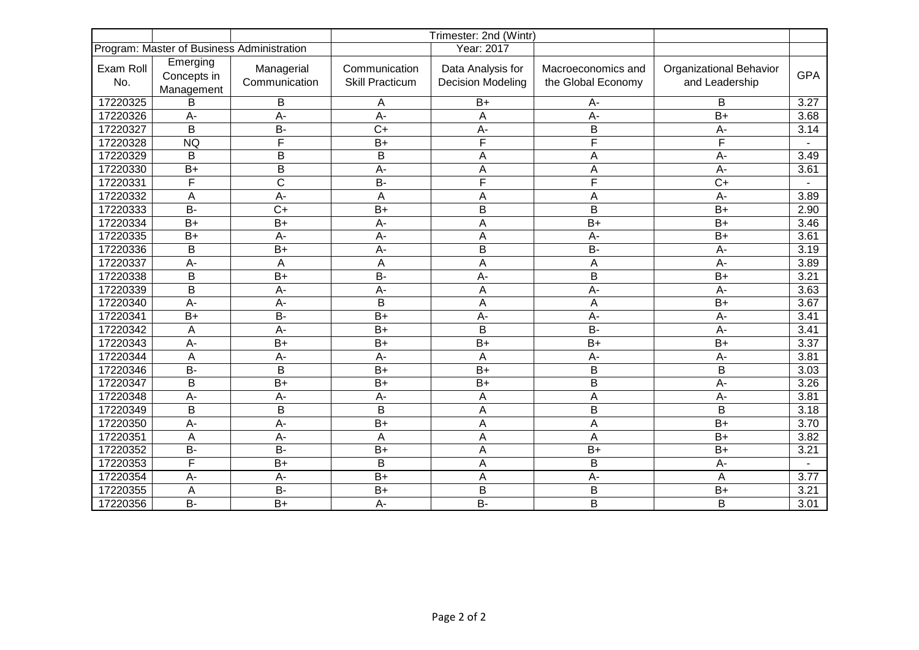| | | | Trimester: 2nd (Wintr) | | | | |
|---|---|---|---|---|---|---|---|
| Program: Master of Business Administration | | | | Year: 2017 | | | |
| Exam Roll No. | Emerging Concepts in Management | Managerial Communication | Communication Skill Practicum | Data Analysis for Decision Modeling | Macroeconomics and the Global Economy | Organizational Behavior and Leadership | GPA |
| 17220325 | B | B | A | B+ | A- | B | 3.27 |
| 17220326 | A- | A- | A- | A | A- | B+ | 3.68 |
| 17220327 | B | B- | C+ | A- | B | A- | 3.14 |
| 17220328 | NQ | F | B+ | F | F | F | - |
| 17220329 | B | B | B | A | A | A- | 3.49 |
| 17220330 | B+ | B | A- | A | A | A- | 3.61 |
| 17220331 | F | C | B- | F | F | C+ | - |
| 17220332 | A | A- | A | A | A | A- | 3.89 |
| 17220333 | B- | C+ | B+ | B | B | B+ | 2.90 |
| 17220334 | B+ | B+ | A- | A | B+ | B+ | 3.46 |
| 17220335 | B+ | A- | A- | A | A- | B+ | 3.61 |
| 17220336 | B | B+ | A- | B | B- | A- | 3.19 |
| 17220337 | A- | A | A | A | A | A- | 3.89 |
| 17220338 | B | B+ | B- | A- | B | B+ | 3.21 |
| 17220339 | B | A- | A- | A | A- | A- | 3.63 |
| 17220340 | A- | A- | B | A | A | B+ | 3.67 |
| 17220341 | B+ | B- | B+ | A- | A- | A- | 3.41 |
| 17220342 | A | A- | B+ | B | B- | A- | 3.41 |
| 17220343 | A- | B+ | B+ | B+ | B+ | B+ | 3.37 |
| 17220344 | A | A- | A- | A | A- | A- | 3.81 |
| 17220346 | B- | B | B+ | B+ | B | B | 3.03 |
| 17220347 | B | B+ | B+ | B+ | B | A- | 3.26 |
| 17220348 | A- | A- | A- | A | A | A- | 3.81 |
| 17220349 | B | B | B | A | B | B | 3.18 |
| 17220350 | A- | A- | B+ | A | A | B+ | 3.70 |
| 17220351 | A | A- | A | A | A | B+ | 3.82 |
| 17220352 | B- | B- | B+ | A | B+ | B+ | 3.21 |
| 17220353 | F | B+ | B | A | B | A- | - |
| 17220354 | A- | A- | B+ | A | A- | A | 3.77 |
| 17220355 | A | B- | B+ | B | B | B+ | 3.21 |
| 17220356 | B- | B+ | A- | B- | B | B | 3.01 |